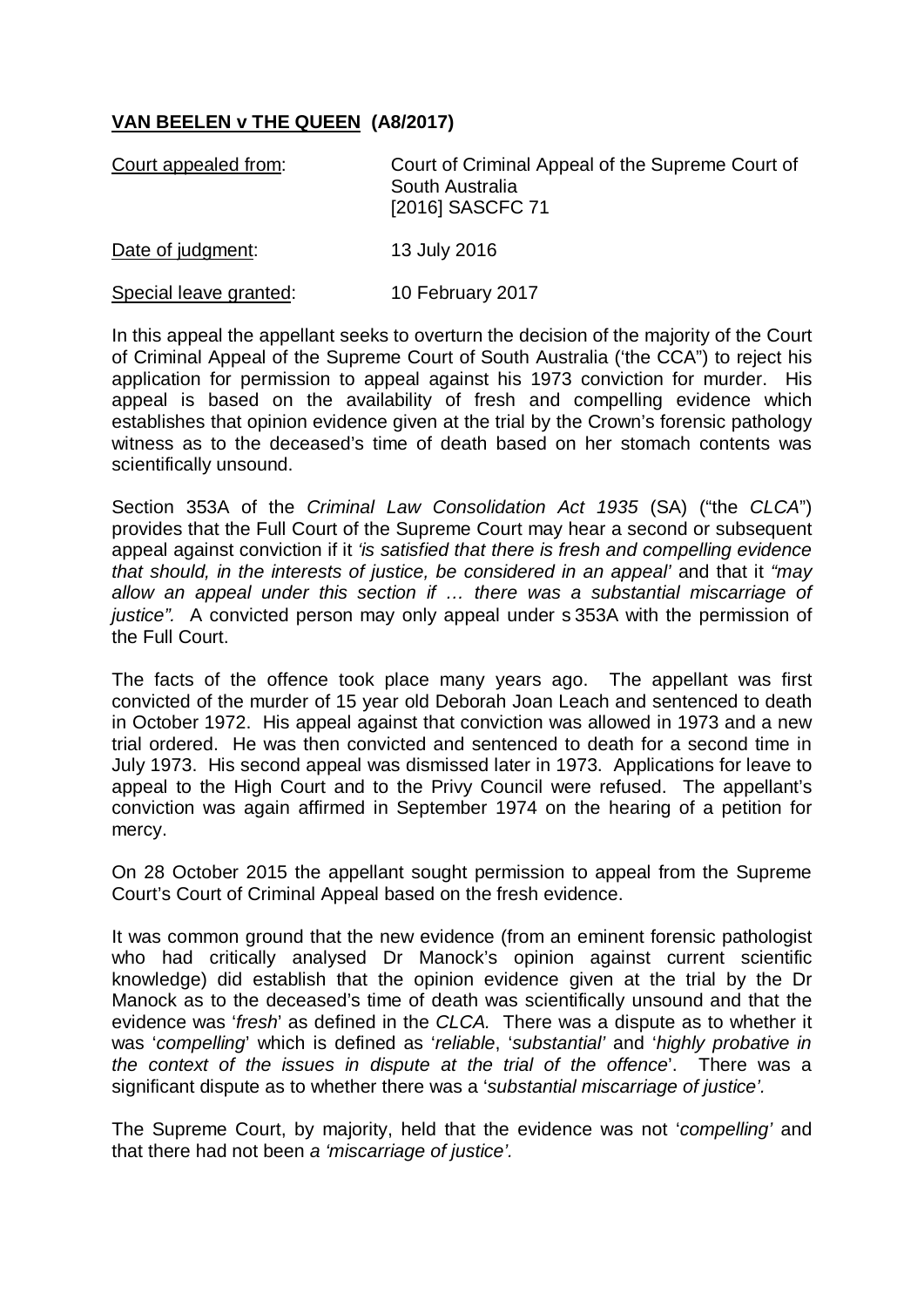**<u>VAN BEELEN v THE QUEEN</u> (A8/2017)**

| | |
|---|---|
| <u>Court appealed from</u>: | Court of Criminal Appeal of the Supreme Court of South Australia [2016] SASCFC 71 |
| <u>Date of judgment</u>: | 13 July 2016 |
| <u>Special leave granted</u>: | 10 February 2017 |

In this appeal the appellant seeks to overturn the decision of the majority of the Court of Criminal Appeal of the Supreme Court of South Australia ('the CCA") to reject his application for permission to appeal against his 1973 conviction for murder. His appeal is based on the availability of fresh and compelling evidence which establishes that opinion evidence given at the trial by the Crown's forensic pathology witness as to the deceased's time of death based on her stomach contents was scientifically unsound.

Section 353A of the *Criminal Law Consolidation Act 1935* (SA) ("the *CLCA*") provides that the Full Court of the Supreme Court may hear a second or subsequent appeal against conviction if it *'is satisfied that there is fresh and compelling evidence that should, in the interests of justice, be considered in an appeal'* and that it *"may allow an appeal under this section if … there was a substantial miscarriage of justice".* A convicted person may only appeal under s 353A with the permission of the Full Court.

The facts of the offence took place many years ago. The appellant was first convicted of the murder of 15 year old Deborah Joan Leach and sentenced to death in October 1972. His appeal against that conviction was allowed in 1973 and a new trial ordered. He was then convicted and sentenced to death for a second time in July 1973. His second appeal was dismissed later in 1973. Applications for leave to appeal to the High Court and to the Privy Council were refused. The appellant's conviction was again affirmed in September 1974 on the hearing of a petition for mercy.

On 28 October 2015 the appellant sought permission to appeal from the Supreme Court's Court of Criminal Appeal based on the fresh evidence.

It was common ground that the new evidence (from an eminent forensic pathologist who had critically analysed Dr Manock's opinion against current scientific knowledge) did establish that the opinion evidence given at the trial by the Dr Manock as to the deceased's time of death was scientifically unsound and that the evidence was '*fresh*' as defined in the *CLCA.* There was a dispute as to whether it was '*compelling*' which is defined as '*reliable*', '*substantial'* and '*highly probative in the context of the issues in dispute at the trial of the offence*'. There was a significant dispute as to whether there was a '*substantial miscarriage of justice'*.

The Supreme Court, by majority, held that the evidence was not '*compelling'* and that there had not been *a 'miscarriage of justice'.*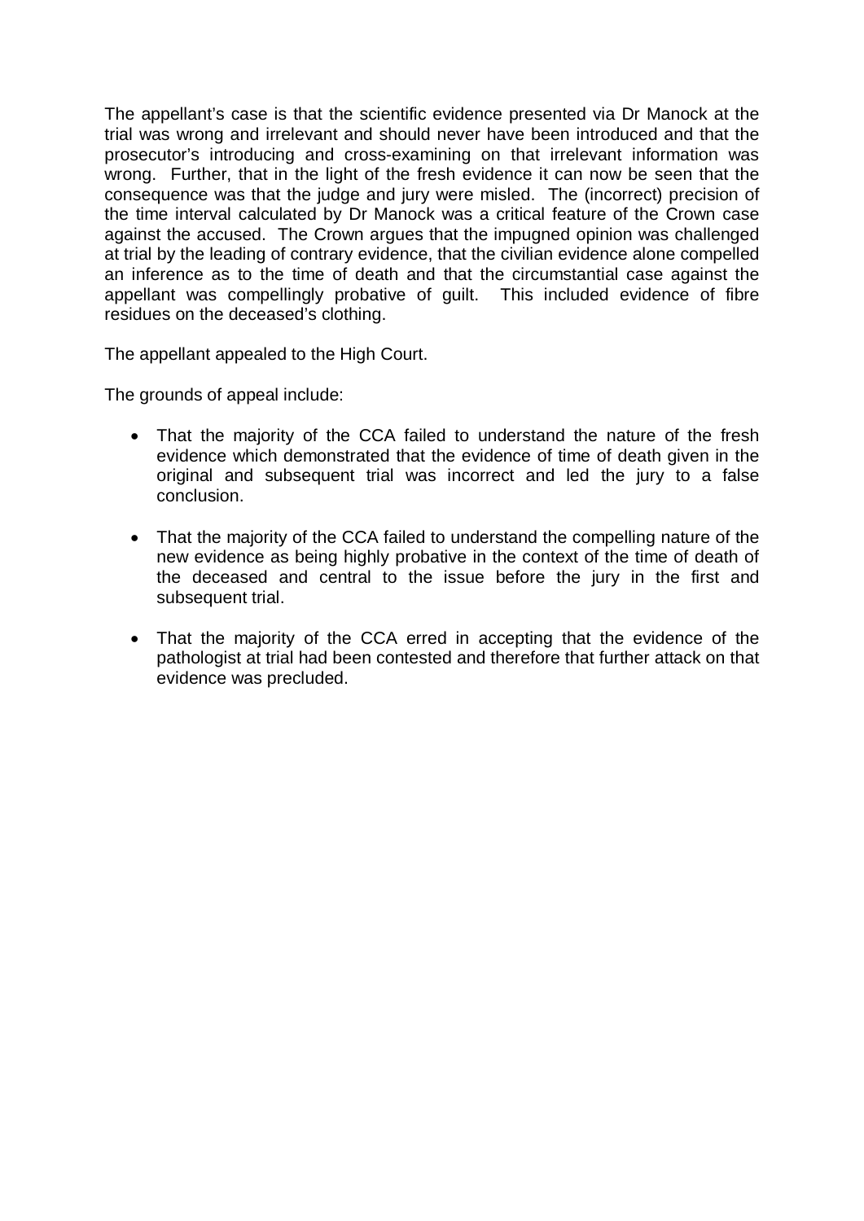The appellant's case is that the scientific evidence presented via Dr Manock at the trial was wrong and irrelevant and should never have been introduced and that the prosecutor's introducing and cross-examining on that irrelevant information was wrong. Further, that in the light of the fresh evidence it can now be seen that the consequence was that the judge and jury were misled. The (incorrect) precision of the time interval calculated by Dr Manock was a critical feature of the Crown case against the accused. The Crown argues that the impugned opinion was challenged at trial by the leading of contrary evidence, that the civilian evidence alone compelled an inference as to the time of death and that the circumstantial case against the appellant was compellingly probative of guilt. This included evidence of fibre residues on the deceased's clothing.

The appellant appealed to the High Court.

The grounds of appeal include:

- That the majority of the CCA failed to understand the nature of the fresh evidence which demonstrated that the evidence of time of death given in the original and subsequent trial was incorrect and led the jury to a false conclusion.

- That the majority of the CCA failed to understand the compelling nature of the new evidence as being highly probative in the context of the time of death of the deceased and central to the issue before the jury in the first and subsequent trial.

- That the majority of the CCA erred in accepting that the evidence of the pathologist at trial had been contested and therefore that further attack on that evidence was precluded.